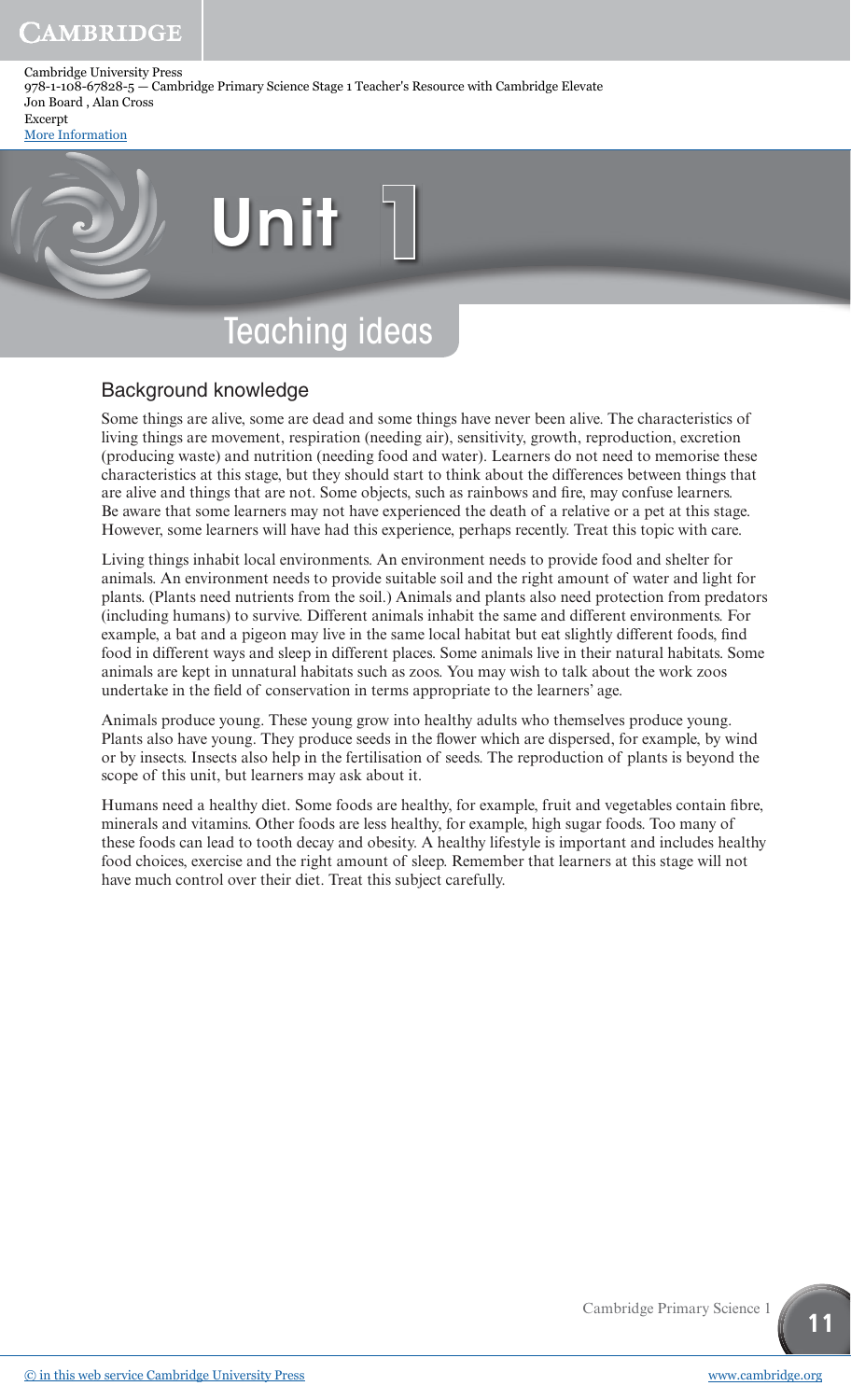# Unit 1

## Teaching ideas

### Background knowledge

Some things are alive, some are dead and some things have never been alive. The characteristics of living things are movement, respiration (needing air), sensitivity, growth, reproduction, excretion (producing waste) and nutrition (needing food and water). Learners do not need to memorise these characteristics at this stage, but they should start to think about the differences between things that are alive and things that are not. Some objects, such as rainbows and fire, may confuse learners. Be aware that some learners may not have experienced the death of a relative or a pet at this stage. However, some learners will have had this experience, perhaps recently. Treat this topic with care.

Living things inhabit local environments. An environment needs to provide food and shelter for animals. An environment needs to provide suitable soil and the right amount of water and light for plants. (Plants need nutrients from the soil.) Animals and plants also need protection from predators (including humans) to survive. Different animals inhabit the same and different environments. For example, a bat and a pigeon may live in the same local habitat but eat slightly different foods, find food in different ways and sleep in different places. Some animals live in their natural habitats. Some animals are kept in unnatural habitats such as zoos. You may wish to talk about the work zoos undertake in the field of conservation in terms appropriate to the learners' age.

Animals produce young. These young grow into healthy adults who themselves produce young. Plants also have young. They produce seeds in the flower which are dispersed, for example, by wind or by insects. Insects also help in the fertilisation of seeds. The reproduction of plants is beyond the scope of this unit, but learners may ask about it.

Humans need a healthy diet. Some foods are healthy, for example, fruit and vegetables contain fibre, minerals and vitamins. Other foods are less healthy, for example, high sugar foods. Too many of these foods can lead to tooth decay and obesity. A healthy lifestyle is important and includes healthy food choices, exercise and the right amount of sleep. Remember that learners at this stage will not have much control over their diet. Treat this subject carefully.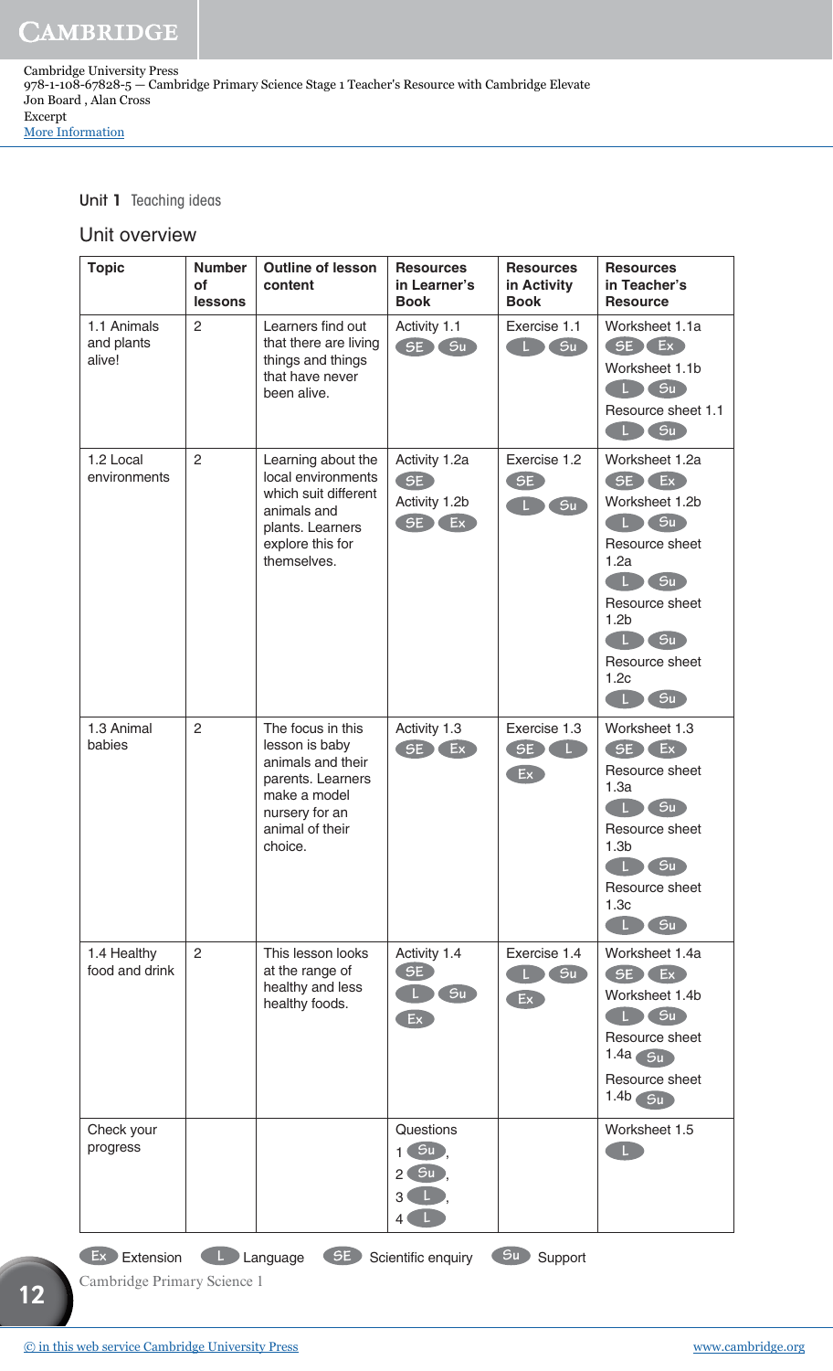Cambridge University Press
978-1-108-67828-5 — Cambridge Primary Science Stage 1 Teacher's Resource with Cambridge Elevate
Jon Board , Alan Cross
Excerpt
More Information

## Unit overview

| Topic | Number of lessons | Outline of lesson content | Resources in Learner's Book | Resources in Activity Book | Resources in Teacher's Resource |
|---|---|---|---|---|---|
| 1.1 Animals and plants alive! | 2 | Learners find out that there are living things and things that have never been alive. | Activity 1.1 SE Su | Exercise 1.1 L Su | Worksheet 1.1a SE Ex<br>Worksheet 1.1b L Su<br>Resource sheet 1.1 L Su |
| 1.2 Local environments | 2 | Learning about the local environments which suit different animals and plants. Learners explore this for themselves. | Activity 1.2a SE<br>Activity 1.2b SE Ex | Exercise 1.2 SE L Su | Worksheet 1.2a SE Ex<br>Worksheet 1.2b L Su<br>Resource sheet 1.2a L Su<br>Resource sheet 1.2b L Su<br>Resource sheet 1.2c L Su |
| 1.3 Animal babies | 2 | The focus in this lesson is baby animals and their parents. Learners make a model nursery for an animal of their choice. | Activity 1.3 SE Ex | Exercise 1.3 SE L Ex | Worksheet 1.3 SE Ex<br>Resource sheet 1.3a L Su<br>Resource sheet 1.3b L Su<br>Resource sheet 1.3c L Su |
| 1.4 Healthy food and drink | 2 | This lesson looks at the range of healthy and less healthy foods. | Activity 1.4 SE L Su Ex | Exercise 1.4 L Su Ex | Worksheet 1.4a SE Ex<br>Worksheet 1.4b L Su<br>Resource sheet 1.4a Su<br>Resource sheet 1.4b Su |
| Check your progress | | | Questions 1 Su, 2 Su, 3 L, 4 L | | Worksheet 1.5 L |

Ex Extension   L Language   SE Scientific enquiry   Su Support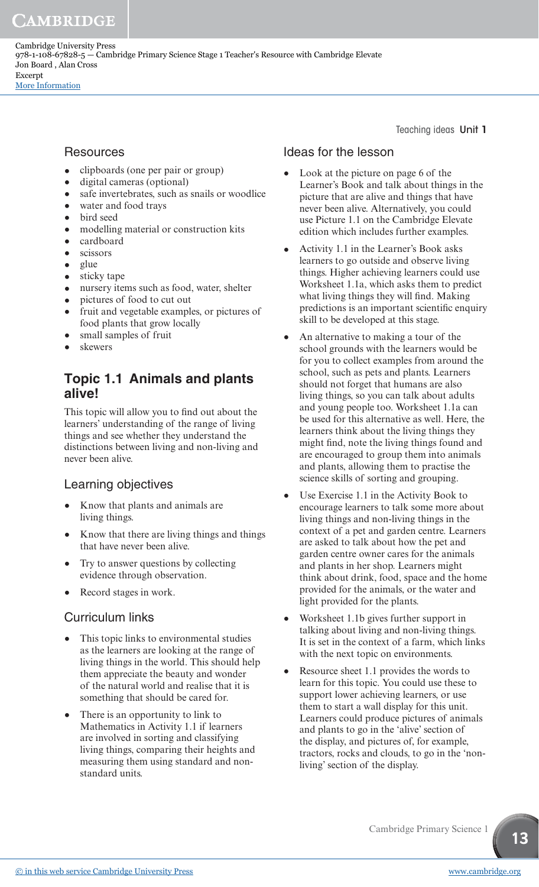## Resources

- clipboards (one per pair or group)
- digital cameras (optional)
- safe invertebrates, such as snails or woodlice
- water and food trays
- bird seed
- modelling material or construction kits
- cardboard
- scissors
- glue
- sticky tape
- nursery items such as food, water, shelter
- pictures of food to cut out
- fruit and vegetable examples, or pictures of food plants that grow locally
- small samples of fruit
- skewers

## Topic 1.1 Animals and plants alive!

This topic will allow you to find out about the learners' understanding of the range of living things and see whether they understand the distinctions between living and non-living and never been alive.

### Learning objectives

- Know that plants and animals are living things.
- Know that there are living things and things that have never been alive.
- Try to answer questions by collecting evidence through observation.
- Record stages in work.

### Curriculum links

- This topic links to environmental studies as the learners are looking at the range of living things in the world. This should help them appreciate the beauty and wonder of the natural world and realise that it is something that should be cared for.
- There is an opportunity to link to Mathematics in Activity 1.1 if learners are involved in sorting and classifying living things, comparing their heights and measuring them using standard and non-standard units.

### Ideas for the lesson

- Look at the picture on page 6 of the Learner's Book and talk about things in the picture that are alive and things that have never been alive. Alternatively, you could use Picture 1.1 on the Cambridge Elevate edition which includes further examples.
- Activity 1.1 in the Learner's Book asks learners to go outside and observe living things. Higher achieving learners could use Worksheet 1.1a, which asks them to predict what living things they will find. Making predictions is an important scientific enquiry skill to be developed at this stage.
- An alternative to making a tour of the school grounds with the learners would be for you to collect examples from around the school, such as pets and plants. Learners should not forget that humans are also living things, so you can talk about adults and young people too. Worksheet 1.1a can be used for this alternative as well. Here, the learners think about the living things they might find, note the living things found and are encouraged to group them into animals and plants, allowing them to practise the science skills of sorting and grouping.
- Use Exercise 1.1 in the Activity Book to encourage learners to talk some more about living things and non-living things in the context of a pet and garden centre. Learners are asked to talk about how the pet and garden centre owner cares for the animals and plants in her shop. Learners might think about drink, food, space and the home provided for the animals, or the water and light provided for the plants.
- Worksheet 1.1b gives further support in talking about living and non-living things. It is set in the context of a farm, which links with the next topic on environments.
- Resource sheet 1.1 provides the words to learn for this topic. You could use these to support lower achieving learners, or use them to start a wall display for this unit. Learners could produce pictures of animals and plants to go in the 'alive' section of the display, and pictures of, for example, tractors, rocks and clouds, to go in the 'non-living' section of the display.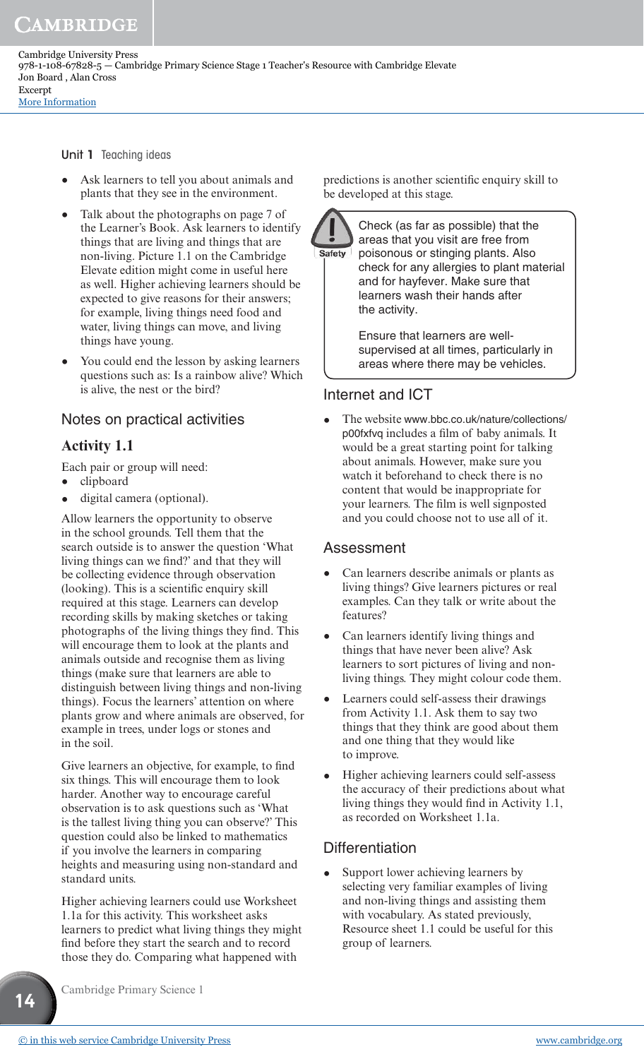- Ask learners to tell you about animals and plants that they see in the environment.
- Talk about the photographs on page 7 of the Learner's Book. Ask learners to identify things that are living and things that are non-living. Picture 1.1 on the Cambridge Elevate edition might come in useful here as well. Higher achieving learners should be expected to give reasons for their answers; for example, living things need food and water, living things can move, and living things have young.
- You could end the lesson by asking learners questions such as: Is a rainbow alive? Which is alive, the nest or the bird?

## Notes on practical activities

### Activity 1.1

Each pair or group will need:

- clipboard
- digital camera (optional).

Allow learners the opportunity to observe in the school grounds. Tell them that the search outside is to answer the question 'What living things can we find?' and that they will be collecting evidence through observation (looking). This is a scientific enquiry skill required at this stage. Learners can develop recording skills by making sketches or taking photographs of the living things they find. This will encourage them to look at the plants and animals outside and recognise them as living things (make sure that learners are able to distinguish between living things and non-living things). Focus the learners' attention on where plants grow and where animals are observed, for example in trees, under logs or stones and in the soil.

Give learners an objective, for example, to find six things. This will encourage them to look harder. Another way to encourage careful observation is to ask questions such as 'What is the tallest living thing you can observe?' This question could also be linked to mathematics if you involve the learners in comparing heights and measuring using non-standard and standard units.

Higher achieving learners could use Worksheet 1.1a for this activity. This worksheet asks learners to predict what living things they might find before they start the search and to record those they do. Comparing what happened with predictions is another scientific enquiry skill to be developed at this stage.

> **Safety**
>
> Check (as far as possible) that the areas that you visit are free from poisonous or stinging plants. Also check for any allergies to plant material and for hayfever. Make sure that learners wash their hands after the activity.
>
> Ensure that learners are well-supervised at all times, particularly in areas where there may be vehicles.

## Internet and ICT

- The website www.bbc.co.uk/nature/collections/p00fxfvq includes a film of baby animals. It would be a great starting point for talking about animals. However, make sure you watch it beforehand to check there is no content that would be inappropriate for your learners. The film is well signposted and you could choose not to use all of it.

## Assessment

- Can learners describe animals or plants as living things? Give learners pictures or real examples. Can they talk or write about the features?
- Can learners identify living things and things that have never been alive? Ask learners to sort pictures of living and non-living things. They might colour code them.
- Learners could self-assess their drawings from Activity 1.1. Ask them to say two things that they think are good about them and one thing that they would like to improve.
- Higher achieving learners could self-assess the accuracy of their predictions about what living things they would find in Activity 1.1, as recorded on Worksheet 1.1a.

## Differentiation

- Support lower achieving learners by selecting very familiar examples of living and non-living things and assisting them with vocabulary. As stated previously, Resource sheet 1.1 could be useful for this group of learners.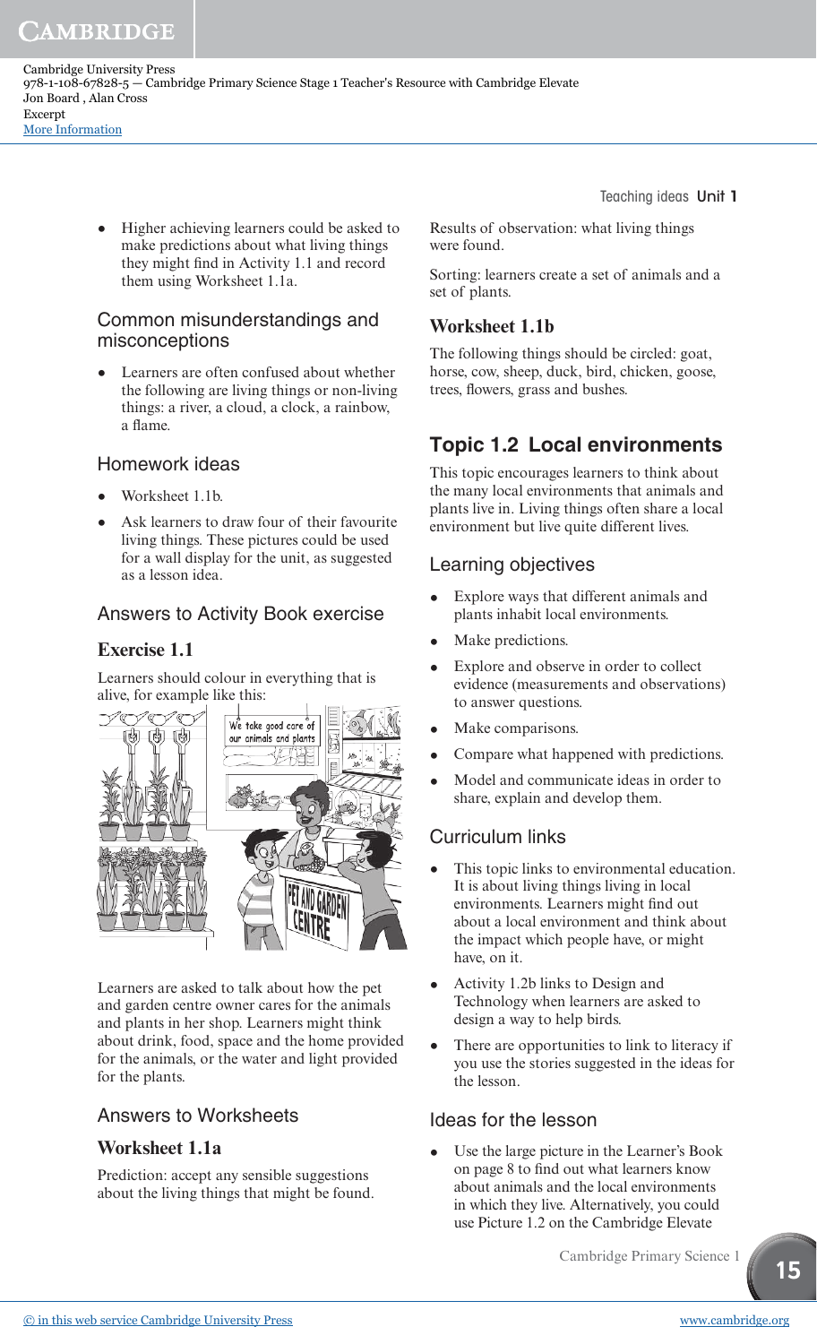- Higher achieving learners could be asked to make predictions about what living things they might find in Activity 1.1 and record them using Worksheet 1.1a.

## Common misunderstandings and misconceptions

- Learners are often confused about whether the following are living things or non-living things: a river, a cloud, a clock, a rainbow, a flame.

## Homework ideas

- Worksheet 1.1b.
- Ask learners to draw four of their favourite living things. These pictures could be used for a wall display for the unit, as suggested as a lesson idea.

## Answers to Activity Book exercise

### Exercise 1.1

Learners should colour in everything that is alive, for example like this:

Learners are asked to talk about how the pet and garden centre owner cares for the animals and plants in her shop. Learners might think about drink, food, space and the home provided for the animals, or the water and light provided for the plants.

## Answers to Worksheets

### Worksheet 1.1a

Prediction: accept any sensible suggestions about the living things that might be found.

Results of observation: what living things were found.

Sorting: learners create a set of animals and a set of plants.

### Worksheet 1.1b

The following things should be circled: goat, horse, cow, sheep, duck, bird, chicken, goose, trees, flowers, grass and bushes.

# Topic 1.2 Local environments

This topic encourages learners to think about the many local environments that animals and plants live in. Living things often share a local environment but live quite different lives.

## Learning objectives

- Explore ways that different animals and plants inhabit local environments.
- Make predictions.
- Explore and observe in order to collect evidence (measurements and observations) to answer questions.
- Make comparisons.
- Compare what happened with predictions.
- Model and communicate ideas in order to share, explain and develop them.

## Curriculum links

- This topic links to environmental education. It is about living things living in local environments. Learners might find out about a local environment and think about the impact which people have, or might have, on it.
- Activity 1.2b links to Design and Technology when learners are asked to design a way to help birds.
- There are opportunities to link to literacy if you use the stories suggested in the ideas for the lesson.

## Ideas for the lesson

- Use the large picture in the Learner's Book on page 8 to find out what learners know about animals and the local environments in which they live. Alternatively, you could use Picture 1.2 on the Cambridge Elevate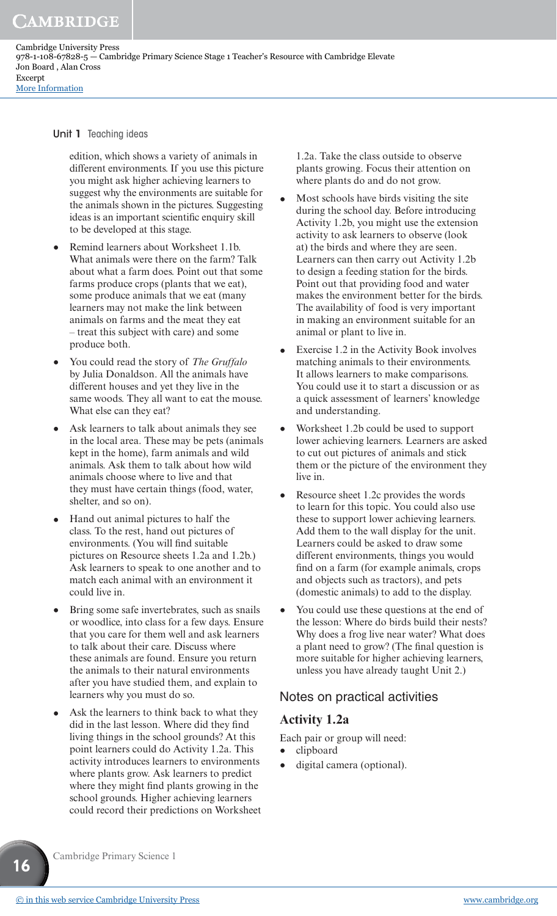edition, which shows a variety of animals in different environments. If you use this picture you might ask higher achieving learners to suggest why the environments are suitable for the animals shown in the pictures. Suggesting ideas is an important scientific enquiry skill to be developed at this stage.

- Remind learners about Worksheet 1.1b. What animals were there on the farm? Talk about what a farm does. Point out that some farms produce crops (plants that we eat), some produce animals that we eat (many learners may not make the link between animals on farms and the meat they eat – treat this subject with care) and some produce both.
- You could read the story of *The Gruffalo* by Julia Donaldson. All the animals have different houses and yet they live in the same woods. They all want to eat the mouse. What else can they eat?
- Ask learners to talk about animals they see in the local area. These may be pets (animals kept in the home), farm animals and wild animals. Ask them to talk about how wild animals choose where to live and that they must have certain things (food, water, shelter, and so on).
- Hand out animal pictures to half the class. To the rest, hand out pictures of environments. (You will find suitable pictures on Resource sheets 1.2a and 1.2b.) Ask learners to speak to one another and to match each animal with an environment it could live in.
- Bring some safe invertebrates, such as snails or woodlice, into class for a few days. Ensure that you care for them well and ask learners to talk about their care. Discuss where these animals are found. Ensure you return the animals to their natural environments after you have studied them, and explain to learners why you must do so.
- Ask the learners to think back to what they did in the last lesson. Where did they find living things in the school grounds? At this point learners could do Activity 1.2a. This activity introduces learners to environments where plants grow. Ask learners to predict where they might find plants growing in the school grounds. Higher achieving learners could record their predictions on Worksheet 1.2a. Take the class outside to observe plants growing. Focus their attention on where plants do and do not grow.
- Most schools have birds visiting the site during the school day. Before introducing Activity 1.2b, you might use the extension activity to ask learners to observe (look at) the birds and where they are seen. Learners can then carry out Activity 1.2b to design a feeding station for the birds. Point out that providing food and water makes the environment better for the birds. The availability of food is very important in making an environment suitable for an animal or plant to live in.
- Exercise 1.2 in the Activity Book involves matching animals to their environments. It allows learners to make comparisons. You could use it to start a discussion or as a quick assessment of learners' knowledge and understanding.
- Worksheet 1.2b could be used to support lower achieving learners. Learners are asked to cut out pictures of animals and stick them on the picture of the environment they live in.
- Resource sheet 1.2c provides the words to learn for this topic. You could also use these to support lower achieving learners. Add them to the wall display for the unit. Learners could be asked to draw some different environments, things you would find on a farm (for example animals, crops and objects such as tractors), and pets (domestic animals) to add to the display.
- You could use these questions at the end of the lesson: Where do birds build their nests? Why does a frog live near water? What does a plant need to grow? (The final question is more suitable for higher achieving learners, unless you have already taught Unit 2.)

## Notes on practical activities

### Activity 1.2a

Each pair or group will need:

- clipboard
- digital camera (optional).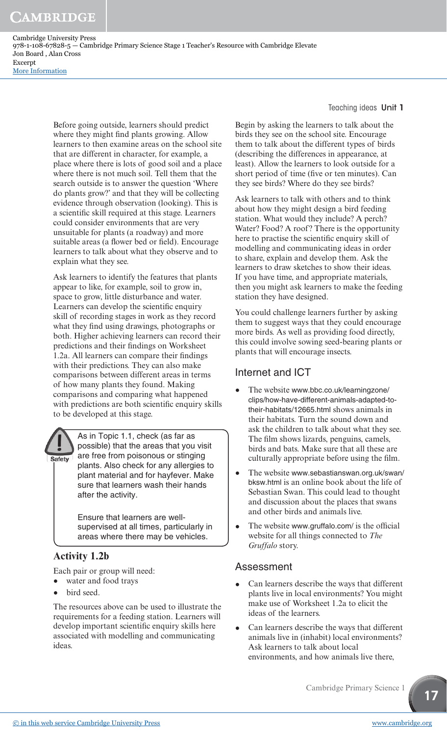Before going outside, learners should predict where they might find plants growing. Allow learners to then examine areas on the school site that are different in character, for example, a place where there is lots of good soil and a place where there is not much soil. Tell them that the search outside is to answer the question 'Where do plants grow?' and that they will be collecting evidence through observation (looking). This is a scientific skill required at this stage. Learners could consider environments that are very unsuitable for plants (a roadway) and more suitable areas (a flower bed or field). Encourage learners to talk about what they observe and to explain what they see.

Ask learners to identify the features that plants appear to like, for example, soil to grow in, space to grow, little disturbance and water. Learners can develop the scientific enquiry skill of recording stages in work as they record what they find using drawings, photographs or both. Higher achieving learners can record their predictions and their findings on Worksheet 1.2a. All learners can compare their findings with their predictions. They can also make comparisons between different areas in terms of how many plants they found. Making comparisons and comparing what happened with predictions are both scientific enquiry skills to be developed at this stage.

> **Safety**
>
> As in Topic 1.1, check (as far as possible) that the areas that you visit are free from poisonous or stinging plants. Also check for any allergies to plant material and for hayfever. Make sure that learners wash their hands after the activity.
>
> Ensure that learners are well-supervised at all times, particularly in areas where there may be vehicles.

## Activity 1.2b

Each pair or group will need:

- water and food trays
- bird seed.

The resources above can be used to illustrate the requirements for a feeding station. Learners will develop important scientific enquiry skills here associated with modelling and communicating ideas.

Begin by asking the learners to talk about the birds they see on the school site. Encourage them to talk about the different types of birds (describing the differences in appearance, at least). Allow the learners to look outside for a short period of time (five or ten minutes). Can they see birds? Where do they see birds?

Ask learners to talk with others and to think about how they might design a bird feeding station. What would they include? A perch? Water? Food? A roof? There is the opportunity here to practise the scientific enquiry skill of modelling and communicating ideas in order to share, explain and develop them. Ask the learners to draw sketches to show their ideas. If you have time, and appropriate materials, then you might ask learners to make the feeding station they have designed.

You could challenge learners further by asking them to suggest ways that they could encourage more birds. As well as providing food directly, this could involve sowing seed-bearing plants or plants that will encourage insects.

## Internet and ICT

- The website www.bbc.co.uk/learningzone/clips/how-have-different-animals-adapted-to-their-habitats/12665.html shows animals in their habitats. Turn the sound down and ask the children to talk about what they see. The film shows lizards, penguins, camels, birds and bats. Make sure that all these are culturally appropriate before using the film.
- The website www.sebastianswan.org.uk/swan/bksw.html is an online book about the life of Sebastian Swan. This could lead to thought and discussion about the places that swans and other birds and animals live.
- The website www.gruffalo.com/ is the official website for all things connected to *The Gruffalo* story.

## Assessment

- Can learners describe the ways that different plants live in local environments? You might make use of Worksheet 1.2a to elicit the ideas of the learners.
- Can learners describe the ways that different animals live in (inhabit) local environments? Ask learners to talk about local environments, and how animals live there,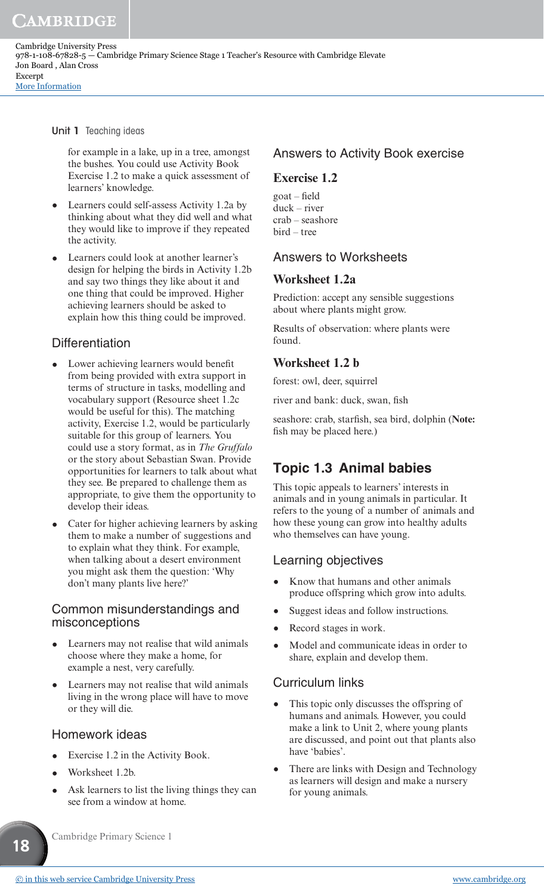for example in a lake, up in a tree, amongst the bushes. You could use Activity Book Exercise 1.2 to make a quick assessment of learners' knowledge.

- Learners could self-assess Activity 1.2a by thinking about what they did well and what they would like to improve if they repeated the activity.
- Learners could look at another learner's design for helping the birds in Activity 1.2b and say two things they like about it and one thing that could be improved. Higher achieving learners should be asked to explain how this thing could be improved.

### Differentiation

- Lower achieving learners would benefit from being provided with extra support in terms of structure in tasks, modelling and vocabulary support (Resource sheet 1.2c would be useful for this). The matching activity, Exercise 1.2, would be particularly suitable for this group of learners. You could use a story format, as in *The Gruffalo* or the story about Sebastian Swan. Provide opportunities for learners to talk about what they see. Be prepared to challenge them as appropriate, to give them the opportunity to develop their ideas.
- Cater for higher achieving learners by asking them to make a number of suggestions and to explain what they think. For example, when talking about a desert environment you might ask them the question: 'Why don't many plants live here?'

### Common misunderstandings and misconceptions

- Learners may not realise that wild animals choose where they make a home, for example a nest, very carefully.
- Learners may not realise that wild animals living in the wrong place will have to move or they will die.

### Homework ideas

- Exercise 1.2 in the Activity Book.
- Worksheet 1.2b.
- Ask learners to list the living things they can see from a window at home.

### Answers to Activity Book exercise

**Exercise 1.2**

goat – field
duck – river
crab – seashore
bird – tree

### Answers to Worksheets

**Worksheet 1.2a**

Prediction: accept any sensible suggestions about where plants might grow.

Results of observation: where plants were found.

**Worksheet 1.2 b**

forest: owl, deer, squirrel

river and bank: duck, swan, fish

seashore: crab, starfish, sea bird, dolphin (**Note:** fish may be placed here.)

## Topic 1.3 Animal babies

This topic appeals to learners' interests in animals and in young animals in particular. It refers to the young of a number of animals and how these young can grow into healthy adults who themselves can have young.

### Learning objectives

- Know that humans and other animals produce offspring which grow into adults.
- Suggest ideas and follow instructions.
- Record stages in work.
- Model and communicate ideas in order to share, explain and develop them.

### Curriculum links

- This topic only discusses the offspring of humans and animals. However, you could make a link to Unit 2, where young plants are discussed, and point out that plants also have 'babies'.
- There are links with Design and Technology as learners will design and make a nursery for young animals.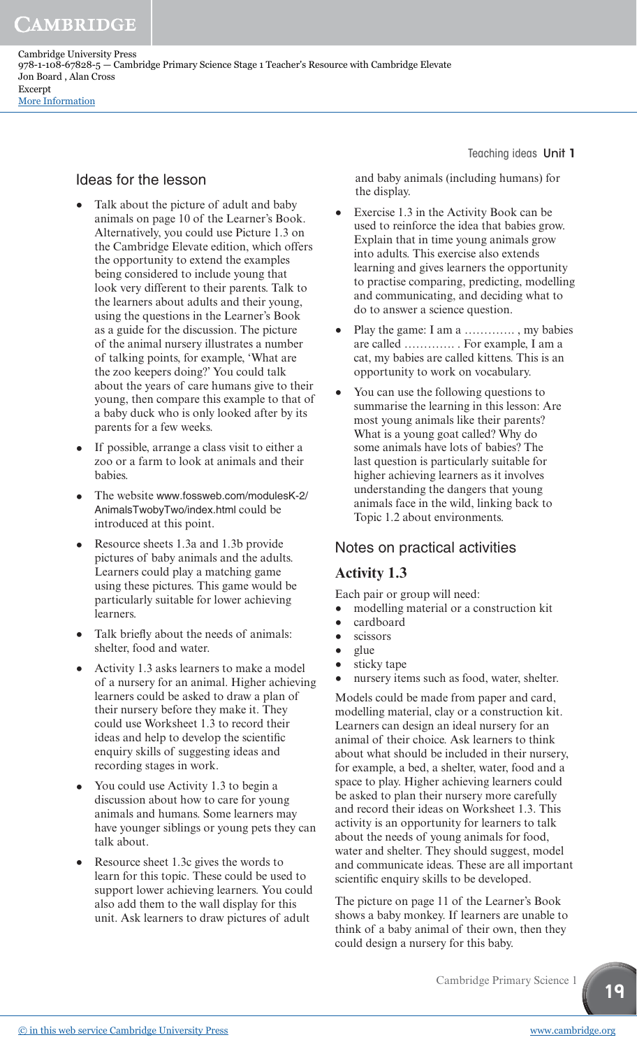## Ideas for the lesson

- Talk about the picture of adult and baby animals on page 10 of the Learner's Book. Alternatively, you could use Picture 1.3 on the Cambridge Elevate edition, which offers the opportunity to extend the examples being considered to include young that look very different to their parents. Talk to the learners about adults and their young, using the questions in the Learner's Book as a guide for the discussion. The picture of the animal nursery illustrates a number of talking points, for example, 'What are the zoo keepers doing?' You could talk about the years of care humans give to their young, then compare this example to that of a baby duck who is only looked after by its parents for a few weeks.
- If possible, arrange a class visit to either a zoo or a farm to look at animals and their babies.
- The website www.fossweb.com/modulesK-2/AnimalsTwobyTwo/index.html could be introduced at this point.
- Resource sheets 1.3a and 1.3b provide pictures of baby animals and the adults. Learners could play a matching game using these pictures. This game would be particularly suitable for lower achieving learners.
- Talk briefly about the needs of animals: shelter, food and water.
- Activity 1.3 asks learners to make a model of a nursery for an animal. Higher achieving learners could be asked to draw a plan of their nursery before they make it. They could use Worksheet 1.3 to record their ideas and help to develop the scientific enquiry skills of suggesting ideas and recording stages in work.
- You could use Activity 1.3 to begin a discussion about how to care for young animals and humans. Some learners may have younger siblings or young pets they can talk about.
- Resource sheet 1.3c gives the words to learn for this topic. These could be used to support lower achieving learners. You could also add them to the wall display for this unit. Ask learners to draw pictures of adult and baby animals (including humans) for the display.
- Exercise 1.3 in the Activity Book can be used to reinforce the idea that babies grow. Explain that in time young animals grow into adults. This exercise also extends learning and gives learners the opportunity to practise comparing, predicting, modelling and communicating, and deciding what to do to answer a science question.
- Play the game: I am a …………. , my babies are called …………. . For example, I am a cat, my babies are called kittens. This is an opportunity to work on vocabulary.
- You can use the following questions to summarise the learning in this lesson: Are most young animals like their parents? What is a young goat called? Why do some animals have lots of babies? The last question is particularly suitable for higher achieving learners as it involves understanding the dangers that young animals face in the wild, linking back to Topic 1.2 about environments.

## Notes on practical activities

### Activity 1.3

Each pair or group will need:

- modelling material or a construction kit
- cardboard
- scissors
- glue
- sticky tape
- nursery items such as food, water, shelter.

Models could be made from paper and card, modelling material, clay or a construction kit. Learners can design an ideal nursery for an animal of their choice. Ask learners to think about what should be included in their nursery, for example, a bed, a shelter, water, food and a space to play. Higher achieving learners could be asked to plan their nursery more carefully and record their ideas on Worksheet 1.3. This activity is an opportunity for learners to talk about the needs of young animals for food, water and shelter. They should suggest, model and communicate ideas. These are all important scientific enquiry skills to be developed.

The picture on page 11 of the Learner's Book shows a baby monkey. If learners are unable to think of a baby animal of their own, then they could design a nursery for this baby.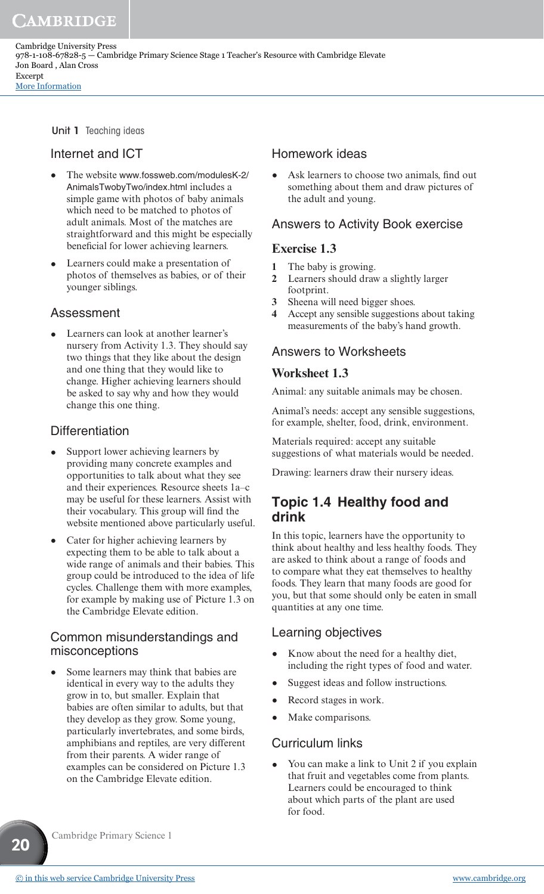## Internet and ICT

- The website www.fossweb.com/modulesK-2/AnimalsTwobyTwo/index.html includes a simple game with photos of baby animals which need to be matched to photos of adult animals. Most of the matches are straightforward and this might be especially beneficial for lower achieving learners.
- Learners could make a presentation of photos of themselves as babies, or of their younger siblings.

## Assessment

- Learners can look at another learner's nursery from Activity 1.3. They should say two things that they like about the design and one thing that they would like to change. Higher achieving learners should be asked to say why and how they would change this one thing.

## Differentiation

- Support lower achieving learners by providing many concrete examples and opportunities to talk about what they see and their experiences. Resource sheets 1a–c may be useful for these learners. Assist with their vocabulary. This group will find the website mentioned above particularly useful.
- Cater for higher achieving learners by expecting them to be able to talk about a wide range of animals and their babies. This group could be introduced to the idea of life cycles. Challenge them with more examples, for example by making use of Picture 1.3 on the Cambridge Elevate edition.

## Common misunderstandings and misconceptions

- Some learners may think that babies are identical in every way to the adults they grow in to, but smaller. Explain that babies are often similar to adults, but that they develop as they grow. Some young, particularly invertebrates, and some birds, amphibians and reptiles, are very different from their parents. A wider range of examples can be considered on Picture 1.3 on the Cambridge Elevate edition.

## Homework ideas

- Ask learners to choose two animals, find out something about them and draw pictures of the adult and young.

## Answers to Activity Book exercise

### Exercise 1.3

1. The baby is growing.
2. Learners should draw a slightly larger footprint.
3. Sheena will need bigger shoes.
4. Accept any sensible suggestions about taking measurements of the baby's hand growth.

## Answers to Worksheets

### Worksheet 1.3

Animal: any suitable animals may be chosen.

Animal's needs: accept any sensible suggestions, for example, shelter, food, drink, environment.

Materials required: accept any suitable suggestions of what materials would be needed.

Drawing: learners draw their nursery ideas.

# Topic 1.4 Healthy food and drink

In this topic, learners have the opportunity to think about healthy and less healthy foods. They are asked to think about a range of foods and to compare what they eat themselves to healthy foods. They learn that many foods are good for you, but that some should only be eaten in small quantities at any one time.

## Learning objectives

- Know about the need for a healthy diet, including the right types of food and water.
- Suggest ideas and follow instructions.
- Record stages in work.
- Make comparisons.

## Curriculum links

- You can make a link to Unit 2 if you explain that fruit and vegetables come from plants. Learners could be encouraged to think about which parts of the plant are used for food.